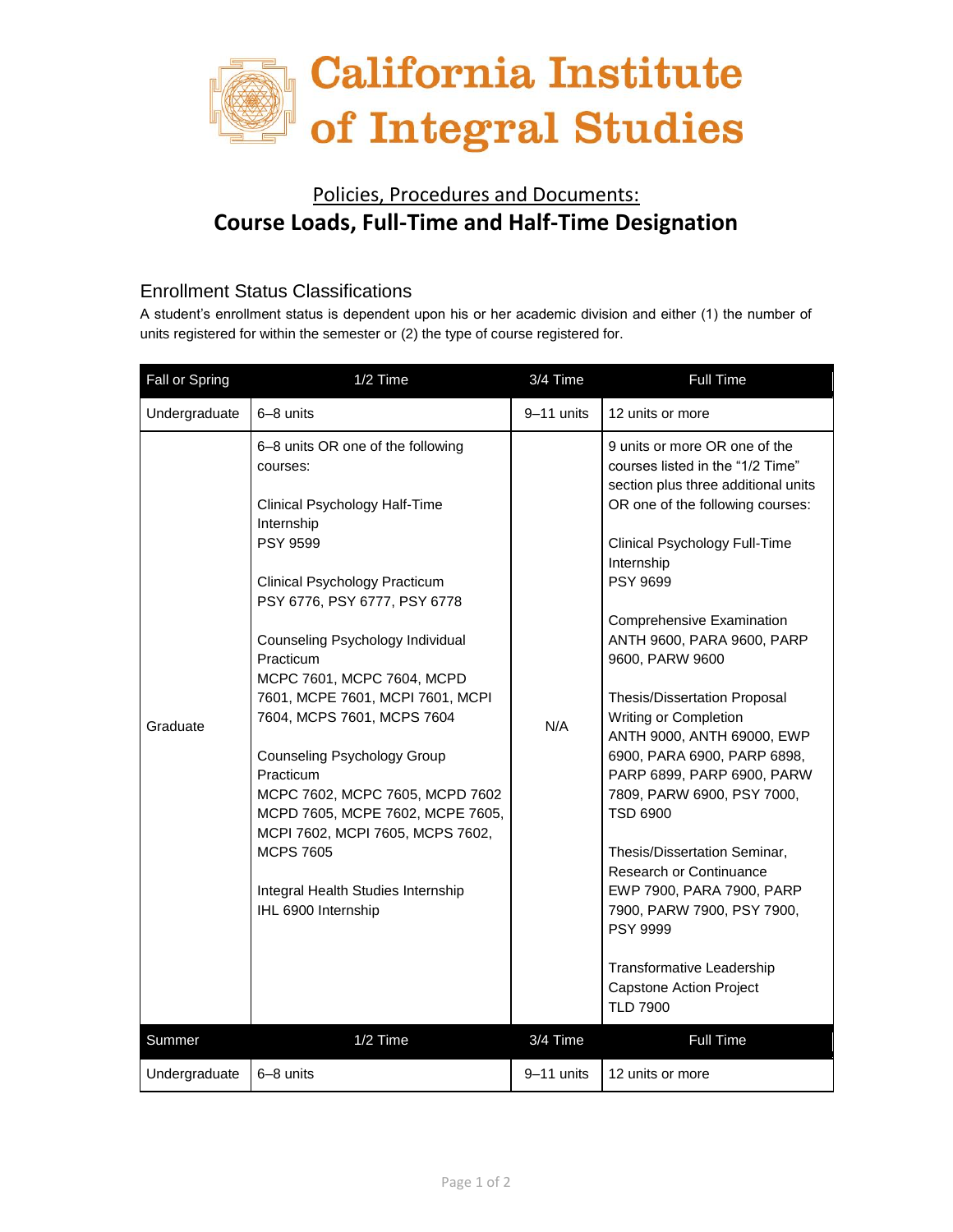# California Institute of Integral Studies

## Policies, Procedures and Documents:
## Course Loads, Full-Time and Half-Time Designation

### Enrollment Status Classifications

A student's enrollment status is dependent upon his or her academic division and either (1) the number of units registered for within the semester or (2) the type of course registered for.

| Fall or Spring | 1/2 Time | 3/4 Time | Full Time |
| --- | --- | --- | --- |
| Undergraduate | 6–8 units | 9–11 units | 12 units or more |
| Graduate | 6–8 units OR one of the following courses:<br><br>Clinical Psychology Half-Time Internship<br>PSY 9599<br><br>Clinical Psychology Practicum<br>PSY 6776, PSY 6777, PSY 6778<br><br>Counseling Psychology Individual Practicum<br>MCPC 7601, MCPC 7604, MCPD 7601, MCPE 7601, MCPI 7601, MCPI 7604, MCPS 7601, MCPS 7604<br><br>Counseling Psychology Group Practicum<br>MCPC 7602, MCPC 7605, MCPD 7602 MCPD 7605, MCPE 7602, MCPE 7605, MCPI 7602, MCPI 7605, MCPS 7602, MCPS 7605<br><br>Integral Health Studies Internship<br>IHL 6900 Internship | N/A | 9 units or more OR one of the courses listed in the "1/2 Time" section plus three additional units OR one of the following courses:<br><br>Clinical Psychology Full-Time Internship<br>PSY 9699<br><br>Comprehensive Examination<br>ANTH 9600, PARA 9600, PARP 9600, PARW 9600<br><br>Thesis/Dissertation Proposal Writing or Completion<br>ANTH 9000, ANTH 69000, EWP 6900, PARA 6900, PARP 6898, PARP 6899, PARP 6900, PARW 7809, PARW 6900, PSY 7000, TSD 6900<br><br>Thesis/Dissertation Seminar, Research or Continuance<br>EWP 7900, PARA 7900, PARP 7900, PARW 7900, PSY 7900, PSY 9999<br><br>Transformative Leadership Capstone Action Project<br>TLD 7900 |
| **Summer** | **1/2 Time** | **3/4 Time** | **Full Time** |
| Undergraduate | 6–8 units | 9–11 units | 12 units or more |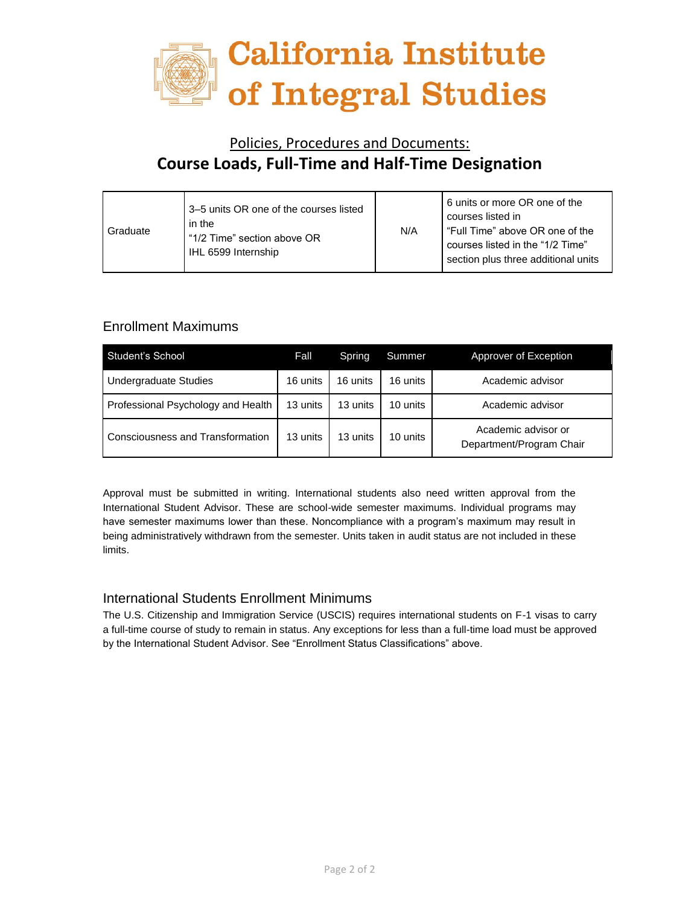# California Institute of Integral Studies

## Policies, Procedures and Documents:
## Course Loads, Full-Time and Half-Time Designation

| | | | |
|---|---|---|---|
| Graduate | 3–5 units OR one of the courses listed in the "1/2 Time" section above OR IHL 6599 Internship | N/A | 6 units or more OR one of the courses listed in "Full Time" above OR one of the courses listed in the "1/2 Time" section plus three additional units |

### Enrollment Maximums

| Student's School | Fall | Spring | Summer | Approver of Exception |
|---|---|---|---|---|
| Undergraduate Studies | 16 units | 16 units | 16 units | Academic advisor |
| Professional Psychology and Health | 13 units | 13 units | 10 units | Academic advisor |
| Consciousness and Transformation | 13 units | 13 units | 10 units | Academic advisor or Department/Program Chair |

Approval must be submitted in writing. International students also need written approval from the International Student Advisor. These are school-wide semester maximums. Individual programs may have semester maximums lower than these. Noncompliance with a program's maximum may result in being administratively withdrawn from the semester. Units taken in audit status are not included in these limits.

### International Students Enrollment Minimums

The U.S. Citizenship and Immigration Service (USCIS) requires international students on F-1 visas to carry a full-time course of study to remain in status. Any exceptions for less than a full-time load must be approved by the International Student Advisor. See "Enrollment Status Classifications" above.